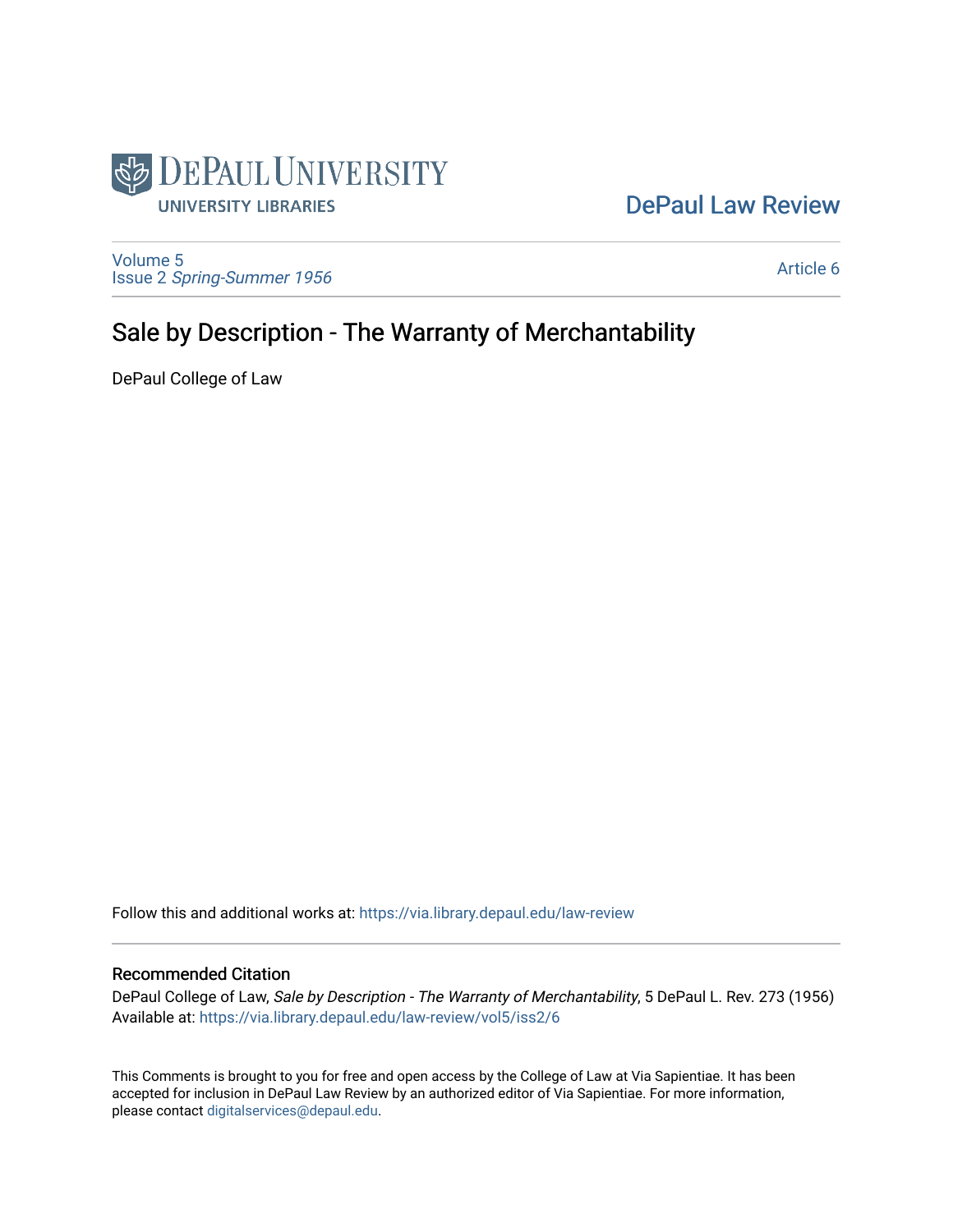DePaul University
University Libraries

DePaul Law Review

Volume 5
Issue 2 *Spring-Summer 1956*

Article 6

# Sale by Description - The Warranty of Merchantability

DePaul College of Law

Follow this and additional works at: https://via.library.depaul.edu/law-review

## Recommended Citation

DePaul College of Law, *Sale by Description - The Warranty of Merchantability*, 5 DePaul L. Rev. 273 (1956)
Available at: https://via.library.depaul.edu/law-review/vol5/iss2/6

This Comments is brought to you for free and open access by the College of Law at Via Sapientiae. It has been accepted for inclusion in DePaul Law Review by an authorized editor of Via Sapientiae. For more information, please contact digitalservices@depaul.edu.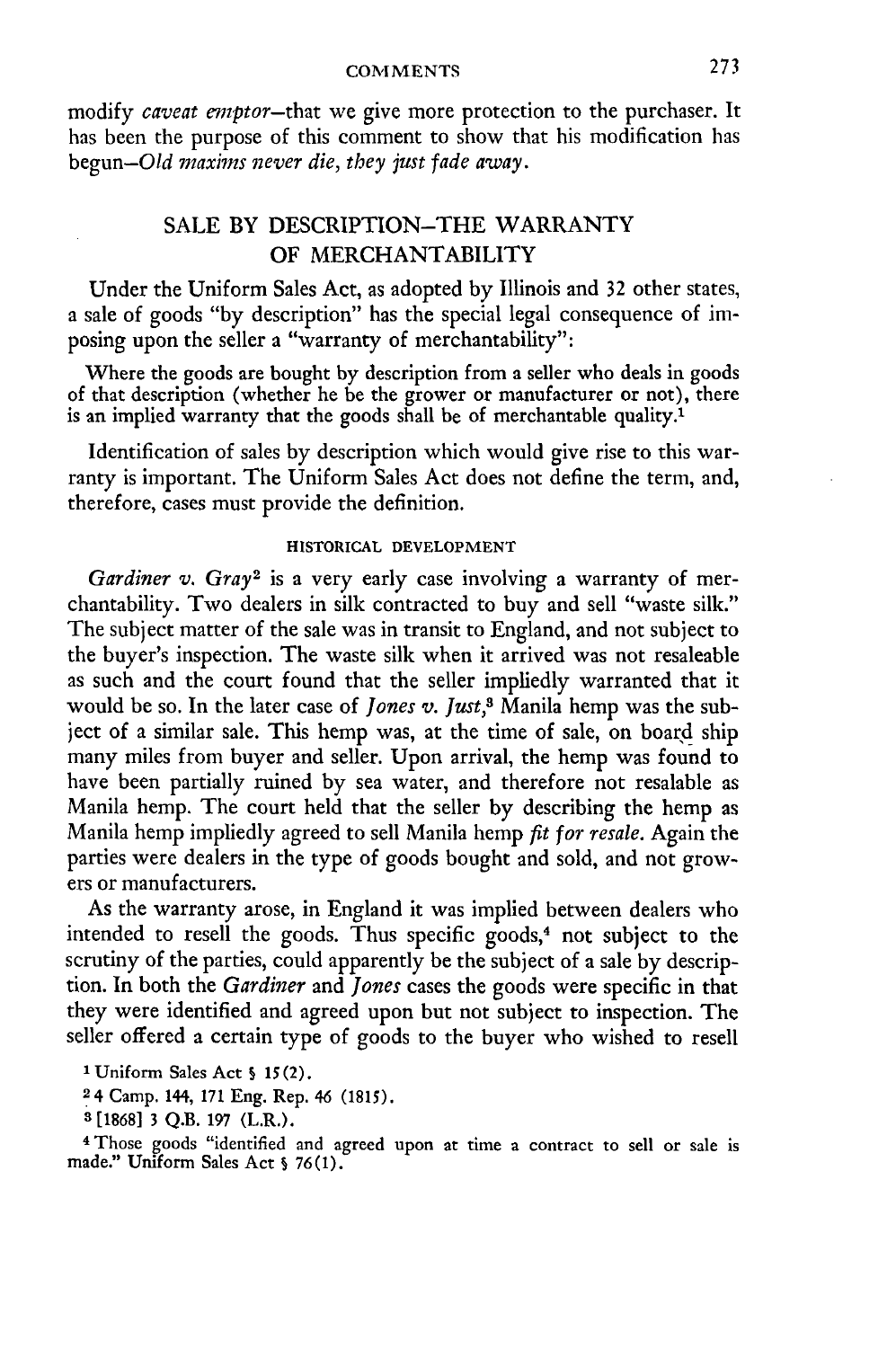modify *caveat emptor*—that we give more protection to the purchaser. It has been the purpose of this comment to show that his modification has begun—*Old maxims never die, they just fade away.*

## SALE BY DESCRIPTION—THE WARRANTY OF MERCHANTABILITY

Under the Uniform Sales Act, as adopted by Illinois and 32 other states, a sale of goods "by description" has the special legal consequence of imposing upon the seller a "warranty of merchantability":

> Where the goods are bought by description from a seller who deals in goods of that description (whether he be the grower or manufacturer or not), there is an implied warranty that the goods shall be of merchantable quality.[1]

Identification of sales by description which would give rise to this warranty is important. The Uniform Sales Act does not define the term, and, therefore, cases must provide the definition.

### HISTORICAL DEVELOPMENT

*Gardiner v. Gray*[2] is a very early case involving a warranty of merchantability. Two dealers in silk contracted to buy and sell "waste silk." The subject matter of the sale was in transit to England, and not subject to the buyer's inspection. The waste silk when it arrived was not resaleable as such and the court found that the seller impliedly warranted that it would be so. In the later case of *Jones v. Just*,[3] Manila hemp was the subject of a similar sale. This hemp was, at the time of sale, on board ship many miles from buyer and seller. Upon arrival, the hemp was found to have been partially ruined by sea water, and therefore not resalable as Manila hemp. The court held that the seller by describing the hemp as Manila hemp impliedly agreed to sell Manila hemp *fit for resale*. Again the parties were dealers in the type of goods bought and sold, and not growers or manufacturers.

As the warranty arose, in England it was implied between dealers who intended to resell the goods. Thus specific goods,[4] not subject to the scrutiny of the parties, could apparently be the subject of a sale by description. In both the *Gardiner* and *Jones* cases the goods were specific in that they were identified and agreed upon but not subject to inspection. The seller offered a certain type of goods to the buyer who wished to resell

[1] Uniform Sales Act § 15(2).

[2] 4 Camp. 144, 171 Eng. Rep. 46 (1815).

[3] [1868] 3 Q.B. 197 (L.R.).

[4] Those goods "identified and agreed upon at time a contract to sell or sale is made." Uniform Sales Act § 76(1).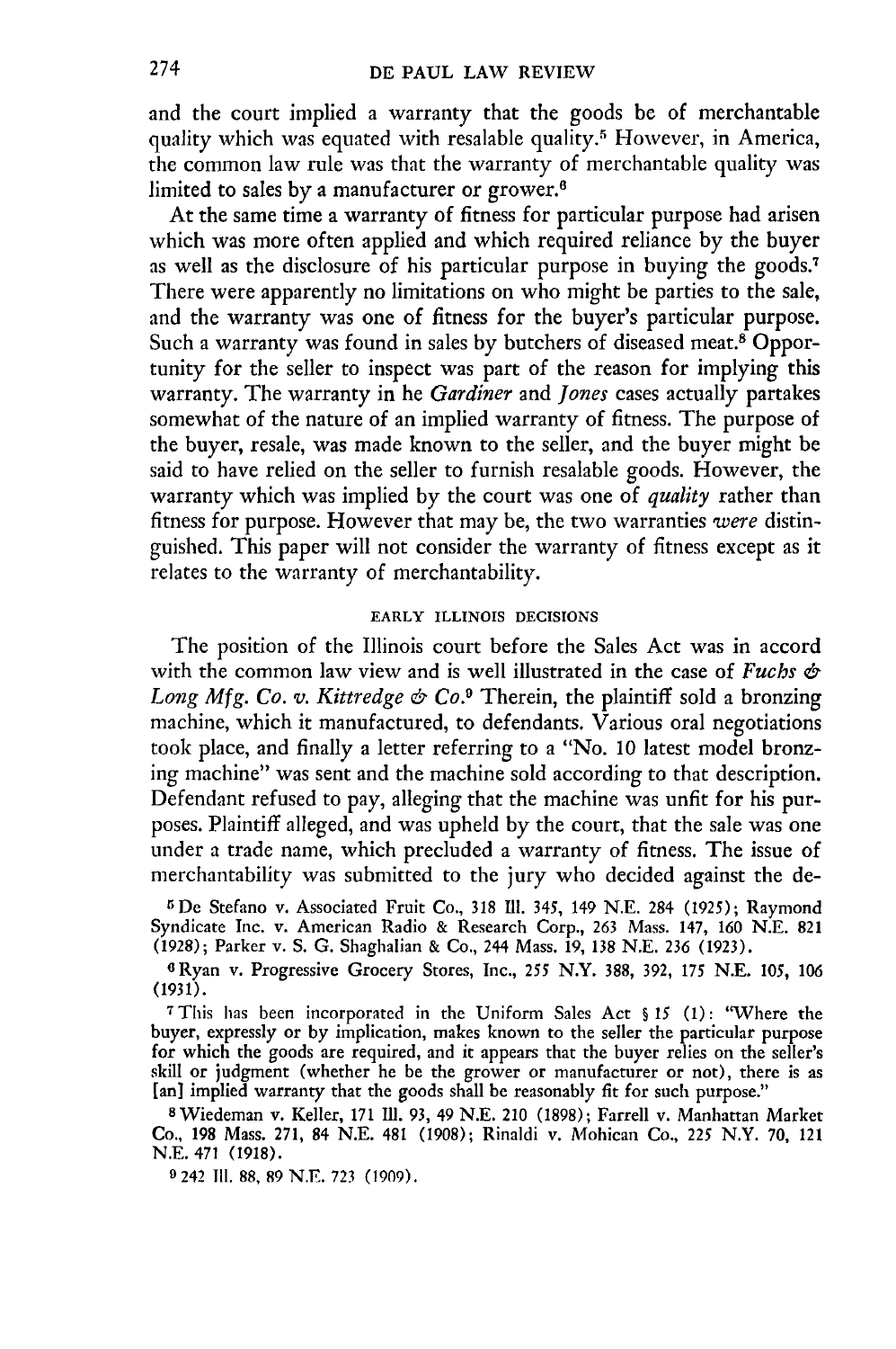and the court implied a warranty that the goods be of merchantable quality which was equated with resalable quality.[5] However, in America, the common law rule was that the warranty of merchantable quality was limited to sales by a manufacturer or grower.[6]

At the same time a warranty of fitness for particular purpose had arisen which was more often applied and which required reliance by the buyer as well as the disclosure of his particular purpose in buying the goods.[7] There were apparently no limitations on who might be parties to the sale, and the warranty was one of fitness for the buyer's particular purpose. Such a warranty was found in sales by butchers of diseased meat.[8] Opportunity for the seller to inspect was part of the reason for implying this warranty. The warranty in he *Gardiner* and *Jones* cases actually partakes somewhat of the nature of an implied warranty of fitness. The purpose of the buyer, resale, was made known to the seller, and the buyer might be said to have relied on the seller to furnish resalable goods. However, the warranty which was implied by the court was one of *quality* rather than fitness for purpose. However that may be, the two warranties *were* distinguished. This paper will not consider the warranty of fitness except as it relates to the warranty of merchantability.

## EARLY ILLINOIS DECISIONS

The position of the Illinois court before the Sales Act was in accord with the common law view and is well illustrated in the case of *Fuchs & Long Mfg. Co. v. Kittredge & Co.*[9] Therein, the plaintiff sold a bronzing machine, which it manufactured, to defendants. Various oral negotiations took place, and finally a letter referring to a "No. 10 latest model bronzing machine" was sent and the machine sold according to that description. Defendant refused to pay, alleging that the machine was unfit for his purposes. Plaintiff alleged, and was upheld by the court, that the sale was one under a trade name, which precluded a warranty of fitness. The issue of merchantability was submitted to the jury who decided against the de-

[5] De Stefano v. Associated Fruit Co., 318 Ill. 345, 149 N.E. 284 (1925); Raymond Syndicate Inc. v. American Radio & Research Corp., 263 Mass. 147, 160 N.E. 821 (1928); Parker v. S. G. Shaghalian & Co., 244 Mass. 19, 138 N.E. 236 (1923).

[6] Ryan v. Progressive Grocery Stores, Inc., 255 N.Y. 388, 392, 175 N.E. 105, 106 (1931).

[7] This has been incorporated in the Uniform Sales Act § 15 (1): "Where the buyer, expressly or by implication, makes known to the seller the particular purpose for which the goods are required, and it appears that the buyer relies on the seller's skill or judgment (whether he be the grower or manufacturer or not), there is as [an] implied warranty that the goods shall be reasonably fit for such purpose."

[8] Wiedeman v. Keller, 171 Ill. 93, 49 N.E. 210 (1898); Farrell v. Manhattan Market Co., 198 Mass. 271, 84 N.E. 481 (1908); Rinaldi v. Mohican Co., 225 N.Y. 70, 121 N.E. 471 (1918).

[9] 242 Ill. 88, 89 N.E. 723 (1909).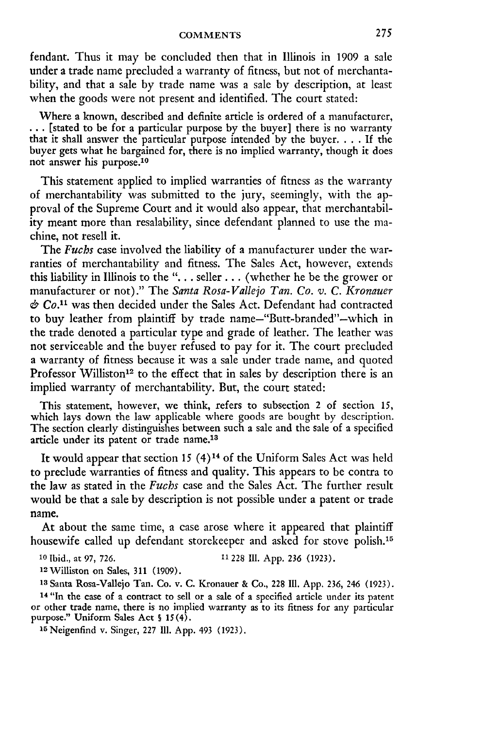fendant. Thus it may be concluded then that in Illinois in 1909 a sale under a trade name precluded a warranty of fitness, but not of merchantability, and that a sale by trade name was a sale by description, at least when the goods were not present and identified. The court stated:

> Where a known, described and definite article is ordered of a manufacturer, . . . [stated to be for a particular purpose by the buyer] there is no warranty that it shall answer the particular purpose intended by the buyer. . . . If the buyer gets what he bargained for, there is no implied warranty, though it does not answer his purpose.[10]

This statement applied to implied warranties of fitness as the warranty of merchantability was submitted to the jury, seemingly, with the approval of the Supreme Court and it would also appear, that merchantability meant more than resalability, since defendant planned to use the machine, not resell it.

The *Fuchs* case involved the liability of a manufacturer under the warranties of merchantability and fitness. The Sales Act, however, extends this liability in Illinois to the ". . . seller . . . (whether he be the grower or manufacturer or not)." The *Santa Rosa-Vallejo Tan. Co. v. C. Kronauer & Co.*[11] was then decided under the Sales Act. Defendant had contracted to buy leather from plaintiff by trade name—"Butt-branded"—which in the trade denoted a particular type and grade of leather. The leather was not serviceable and the buyer refused to pay for it. The court precluded a warranty of fitness because it was a sale under trade name, and quoted Professor Williston[12] to the effect that in sales by description there is an implied warranty of merchantability. But, the court stated:

> This statement, however, we think, refers to subsection 2 of section 15, which lays down the law applicable where goods are bought by description. The section clearly distinguishes between such a sale and the sale of a specified article under its patent or trade name.[13]

It would appear that section 15 (4)[14] of the Uniform Sales Act was held to preclude warranties of fitness and quality. This appears to be contra to the law as stated in the *Fuchs* case and the Sales Act. The further result would be that a sale by description is not possible under a patent or trade name.

At about the same time, a case arose where it appeared that plaintiff housewife called up defendant storekeeper and asked for stove polish.[15]

[10] Ibid., at 97, 726.

[11] 228 Ill. App. 236 (1923).

[12] Williston on Sales, 311 (1909).

[13] Santa Rosa-Vallejo Tan. Co. v. C. Kronauer & Co., 228 Ill. App. 236, 246 (1923).

[14] "In the case of a contract to sell or a sale of a specified article under its patent or other trade name, there is no implied warranty as to its fitness for any particular purpose." Uniform Sales Act § 15(4).

[15] Neigenfind v. Singer, 227 Ill. App. 493 (1923).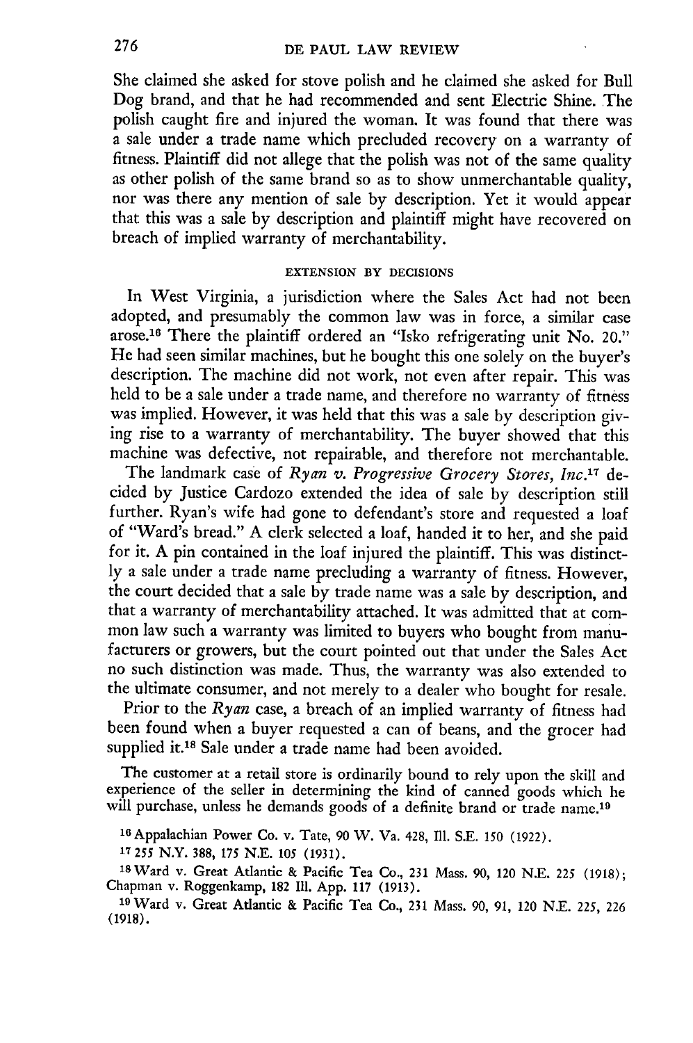She claimed she asked for stove polish and he claimed she asked for Bull Dog brand, and that he had recommended and sent Electric Shine. The polish caught fire and injured the woman. It was found that there was a sale under a trade name which precluded recovery on a warranty of fitness. Plaintiff did not allege that the polish was not of the same quality as other polish of the same brand so as to show unmerchantable quality, nor was there any mention of sale by description. Yet it would appear that this was a sale by description and plaintiff might have recovered on breach of implied warranty of merchantability.

### EXTENSION BY DECISIONS

In West Virginia, a jurisdiction where the Sales Act had not been adopted, and presumably the common law was in force, a similar case arose.[16] There the plaintiff ordered an "Isko refrigerating unit No. 20." He had seen similar machines, but he bought this one solely on the buyer's description. The machine did not work, not even after repair. This was held to be a sale under a trade name, and therefore no warranty of fitness was implied. However, it was held that this was a sale by description giving rise to a warranty of merchantability. The buyer showed that this machine was defective, not repairable, and therefore not merchantable.

The landmark case of *Ryan v. Progressive Grocery Stores, Inc.*[17] decided by Justice Cardozo extended the idea of sale by description still further. Ryan's wife had gone to defendant's store and requested a loaf of "Ward's bread." A clerk selected a loaf, handed it to her, and she paid for it. A pin contained in the loaf injured the plaintiff. This was distinctly a sale under a trade name precluding a warranty of fitness. However, the court decided that a sale by trade name was a sale by description, and that a warranty of merchantability attached. It was admitted that at common law such a warranty was limited to buyers who bought from manufacturers or growers, but the court pointed out that under the Sales Act no such distinction was made. Thus, the warranty was also extended to the ultimate consumer, and not merely to a dealer who bought for resale.

Prior to the *Ryan* case, a breach of an implied warranty of fitness had been found when a buyer requested a can of beans, and the grocer had supplied it.[18] Sale under a trade name had been avoided.

> The customer at a retail store is ordinarily bound to rely upon the skill and experience of the seller in determining the kind of canned goods which he will purchase, unless he demands goods of a definite brand or trade name.[19]

---

[16] Appalachian Power Co. v. Tate, 90 W. Va. 428, 111 S.E. 150 (1922).

[17] 255 N.Y. 388, 175 N.E. 105 (1931).

[18] Ward v. Great Atlantic & Pacific Tea Co., 231 Mass. 90, 120 N.E. 225 (1918); Chapman v. Roggenkamp, 182 Ill. App. 117 (1913).

[19] Ward v. Great Atlantic & Pacific Tea Co., 231 Mass. 90, 91, 120 N.E. 225, 226 (1918).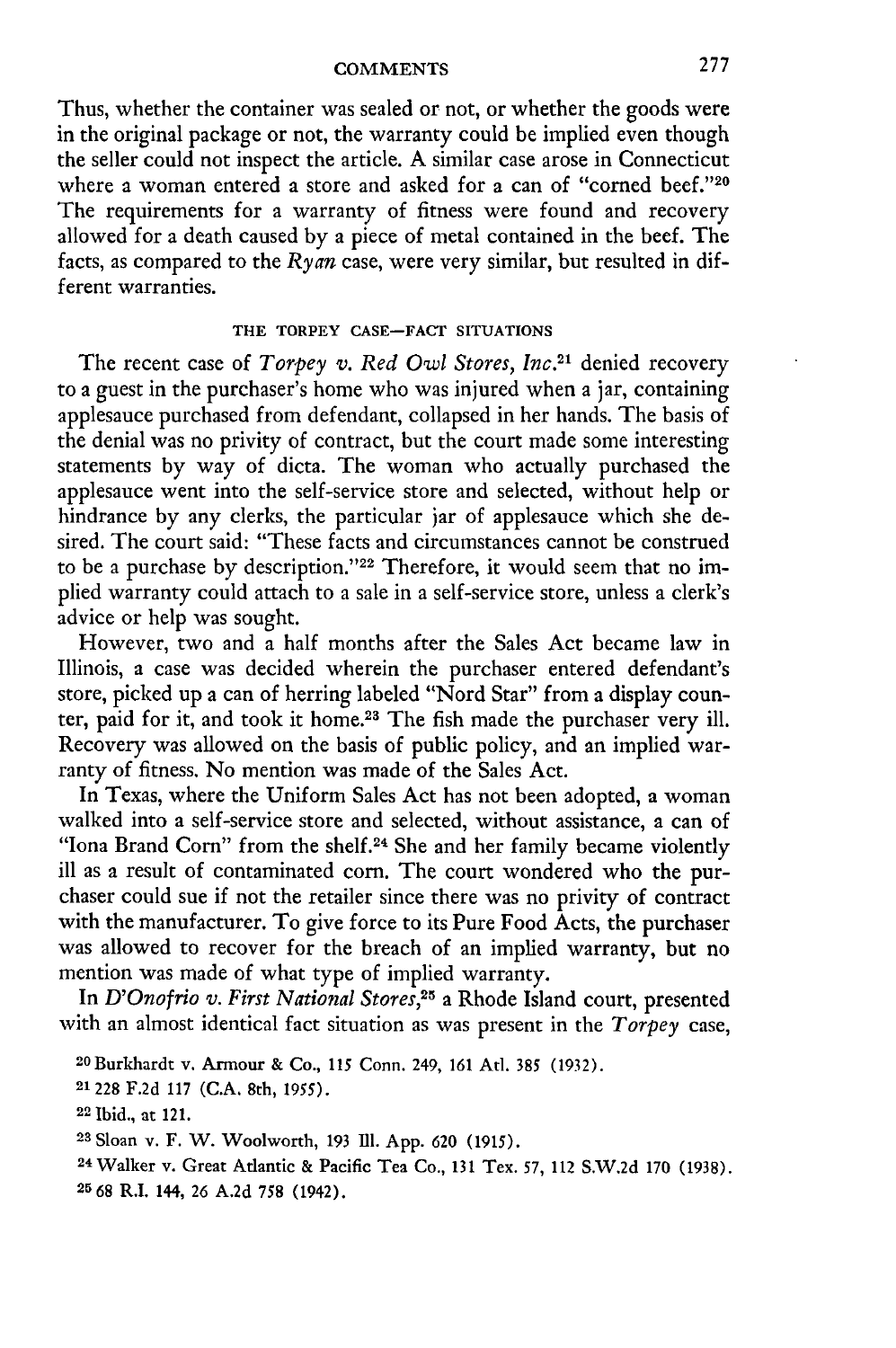Thus, whether the container was sealed or not, or whether the goods were in the original package or not, the warranty could be implied even though the seller could not inspect the article. A similar case arose in Connecticut where a woman entered a store and asked for a can of "corned beef."[20] The requirements for a warranty of fitness were found and recovery allowed for a death caused by a piece of metal contained in the beef. The facts, as compared to the *Ryan* case, were very similar, but resulted in different warranties.

### THE TORPEY CASE—FACT SITUATIONS

The recent case of *Torpey v. Red Owl Stores, Inc.*[21] denied recovery to a guest in the purchaser's home who was injured when a jar, containing applesauce purchased from defendant, collapsed in her hands. The basis of the denial was no privity of contract, but the court made some interesting statements by way of dicta. The woman who actually purchased the applesauce went into the self-service store and selected, without help or hindrance by any clerks, the particular jar of applesauce which she desired. The court said: "These facts and circumstances cannot be construed to be a purchase by description."[22] Therefore, it would seem that no implied warranty could attach to a sale in a self-service store, unless a clerk's advice or help was sought.

However, two and a half months after the Sales Act became law in Illinois, a case was decided wherein the purchaser entered defendant's store, picked up a can of herring labeled "Nord Star" from a display counter, paid for it, and took it home.[23] The fish made the purchaser very ill. Recovery was allowed on the basis of public policy, and an implied warranty of fitness. No mention was made of the Sales Act.

In Texas, where the Uniform Sales Act has not been adopted, a woman walked into a self-service store and selected, without assistance, a can of "Iona Brand Corn" from the shelf.[24] She and her family became violently ill as a result of contaminated corn. The court wondered who the purchaser could sue if not the retailer since there was no privity of contract with the manufacturer. To give force to its Pure Food Acts, the purchaser was allowed to recover for the breach of an implied warranty, but no mention was made of what type of implied warranty.

In *D'Onofrio v. First National Stores*,[25] a Rhode Island court, presented with an almost identical fact situation as was present in the *Torpey* case,

---

[20] Burkhardt v. Armour & Co., 115 Conn. 249, 161 Atl. 385 (1932).

[21] 228 F.2d 117 (C.A. 8th, 1955).

[22] Ibid., at 121.

[23] Sloan v. F. W. Woolworth, 193 Ill. App. 620 (1915).

[24] Walker v. Great Atlantic & Pacific Tea Co., 131 Tex. 57, 112 S.W.2d 170 (1938).

[25] 68 R.I. 144, 26 A.2d 758 (1942).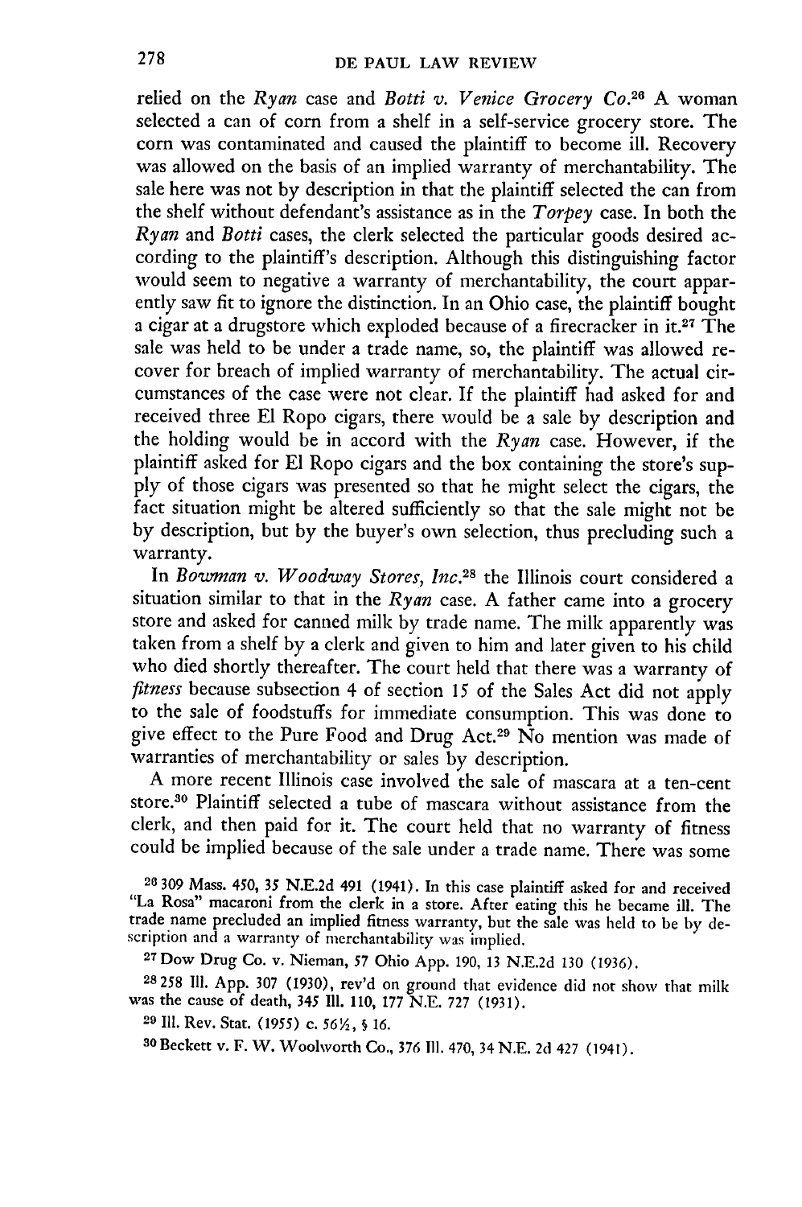relied on the *Ryan* case and *Botti v. Venice Grocery Co.*[26] A woman selected a can of corn from a shelf in a self-service grocery store. The corn was contaminated and caused the plaintiff to become ill. Recovery was allowed on the basis of an implied warranty of merchantability. The sale here was not by description in that the plaintiff selected the can from the shelf without defendant's assistance as in the *Torpey* case. In both the *Ryan* and *Botti* cases, the clerk selected the particular goods desired according to the plaintiff's description. Although this distinguishing factor would seem to negative a warranty of merchantability, the court apparently saw fit to ignore the distinction. In an Ohio case, the plaintiff bought a cigar at a drugstore which exploded because of a firecracker in it.[27] The sale was held to be under a trade name, so, the plaintiff was allowed recover for breach of implied warranty of merchantability. The actual circumstances of the case were not clear. If the plaintiff had asked for and received three El Ropo cigars, there would be a sale by description and the holding would be in accord with the *Ryan* case. However, if the plaintiff asked for El Ropo cigars and the box containing the store's supply of those cigars was presented so that he might select the cigars, the fact situation might be altered sufficiently so that the sale might not be by description, but by the buyer's own selection, thus precluding such a warranty.

In *Bowman v. Woodway Stores, Inc.*[28] the Illinois court considered a situation similar to that in the *Ryan* case. A father came into a grocery store and asked for canned milk by trade name. The milk apparently was taken from a shelf by a clerk and given to him and later given to his child who died shortly thereafter. The court held that there was a warranty of *fitness* because subsection 4 of section 15 of the Sales Act did not apply to the sale of foodstuffs for immediate consumption. This was done to give effect to the Pure Food and Drug Act.[29] No mention was made of warranties of merchantability or sales by description.

A more recent Illinois case involved the sale of mascara at a ten-cent store.[30] Plaintiff selected a tube of mascara without assistance from the clerk, and then paid for it. The court held that no warranty of fitness could be implied because of the sale under a trade name. There was some

---

[26] 309 Mass. 450, 35 N.E.2d 491 (1941). In this case plaintiff asked for and received "La Rosa" macaroni from the clerk in a store. After eating this he became ill. The trade name precluded an implied fitness warranty, but the sale was held to be by description and a warranty of merchantability was implied.

[27] Dow Drug Co. v. Nieman, 57 Ohio App. 190, 13 N.E.2d 130 (1936).

[28] 258 Ill. App. 307 (1930), rev'd on ground that evidence did not show that milk was the cause of death, 345 Ill. 110, 177 N.E. 727 (1931).

[29] Ill. Rev. Stat. (1955) c. 56½, § 16.

[30] Beckett v. F. W. Woolworth Co., 376 Ill. 470, 34 N.E. 2d 427 (1941).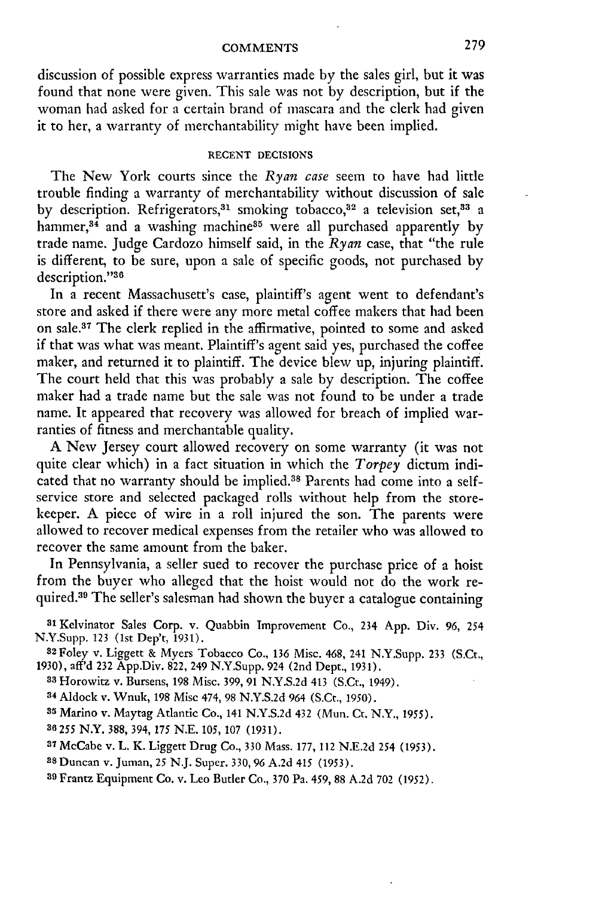discussion of possible express warranties made by the sales girl, but it was found that none were given. This sale was not by description, but if the woman had asked for a certain brand of mascara and the clerk had given it to her, a warranty of merchantability might have been implied.

## RECENT DECISIONS

The New York courts since the *Ryan case* seem to have had little trouble finding a warranty of merchantability without discussion of sale by description. Refrigerators,[31] smoking tobacco,[32] a television set,[33] a hammer,[34] and a washing machine[35] were all purchased apparently by trade name. Judge Cardozo himself said, in the *Ryan* case, that "the rule is different, to be sure, upon a sale of specific goods, not purchased by description."[36]

In a recent Massachusett's case, plaintiff's agent went to defendant's store and asked if there were any more metal coffee makers that had been on sale.[37] The clerk replied in the affirmative, pointed to some and asked if that was what was meant. Plaintiff's agent said yes, purchased the coffee maker, and returned it to plaintiff. The device blew up, injuring plaintiff. The court held that this was probably a sale by description. The coffee maker had a trade name but the sale was not found to be under a trade name. It appeared that recovery was allowed for breach of implied warranties of fitness and merchantable quality.

A New Jersey court allowed recovery on some warranty (it was not quite clear which) in a fact situation in which the *Torpey* dictum indicated that no warranty should be implied.[38] Parents had come into a self-service store and selected packaged rolls without help from the storekeeper. A piece of wire in a roll injured the son. The parents were allowed to recover medical expenses from the retailer who was allowed to recover the same amount from the baker.

In Pennsylvania, a seller sued to recover the purchase price of a hoist from the buyer who alleged that the hoist would not do the work required.[39] The seller's salesman had shown the buyer a catalogue containing

---

[31] Kelvinator Sales Corp. v. Quabbin Improvement Co., 234 App. Div. 96, 254 N.Y.Supp. 123 (1st Dep't, 1931).

[32] Foley v. Liggett & Myers Tobacco Co., 136 Misc. 468, 241 N.Y.Supp. 233 (S.Ct., 1930), aff'd 232 App.Div. 822, 249 N.Y.Supp. 924 (2nd Dept., 1931).

[33] Horowitz v. Bursens, 198 Misc. 399, 91 N.Y.S.2d 413 (S.Ct., 1949).

[34] Aldock v. Wnuk, 198 Misc 474, 98 N.Y.S.2d 964 (S.Ct., 1950).

[35] Marino v. Maytag Atlantic Co., 141 N.Y.S.2d 432 (Mun. Ct. N.Y., 1955).

[36] 255 N.Y. 388, 394, 175 N.E. 105, 107 (1931).

[37] McCabe v. L. K. Liggett Drug Co., 330 Mass. 177, 112 N.E.2d 254 (1953).

[38] Duncan v. Juman, 25 N.J. Super. 330, 96 A.2d 415 (1953).

[39] Frantz Equipment Co. v. Leo Butler Co., 370 Pa. 459, 88 A.2d 702 (1952).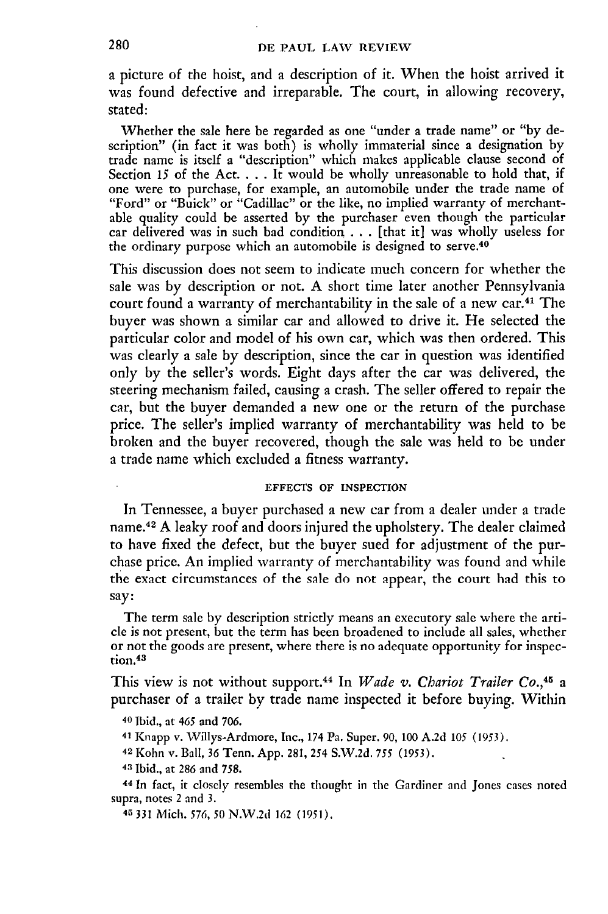a picture of the hoist, and a description of it. When the hoist arrived it was found defective and irreparable. The court, in allowing recovery, stated:

> Whether the sale here be regarded as one "under a trade name" or "by description" (in fact it was both) is wholly immaterial since a designation by trade name is itself a "description" which makes applicable clause second of Section 15 of the Act. . . . It would be wholly unreasonable to hold that, if one were to purchase, for example, an automobile under the trade name of "Ford" or "Buick" or "Cadillac" or the like, no implied warranty of merchantable quality could be asserted by the purchaser even though the particular car delivered was in such bad condition . . . [that it] was wholly useless for the ordinary purpose which an automobile is designed to serve.[40]

This discussion does not seem to indicate much concern for whether the sale was by description or not. A short time later another Pennsylvania court found a warranty of merchantability in the sale of a new car.[41] The buyer was shown a similar car and allowed to drive it. He selected the particular color and model of his own car, which was then ordered. This was clearly a sale by description, since the car in question was identified only by the seller's words. Eight days after the car was delivered, the steering mechanism failed, causing a crash. The seller offered to repair the car, but the buyer demanded a new one or the return of the purchase price. The seller's implied warranty of merchantability was held to be broken and the buyer recovered, though the sale was held to be under a trade name which excluded a fitness warranty.

### EFFECTS OF INSPECTION

In Tennessee, a buyer purchased a new car from a dealer under a trade name.[42] A leaky roof and doors injured the upholstery. The dealer claimed to have fixed the defect, but the buyer sued for adjustment of the purchase price. An implied warranty of merchantability was found and while the exact circumstances of the sale do not appear, the court had this to say:

> The term sale by description strictly means an executory sale where the article is not present, but the term has been broadened to include all sales, whether or not the goods are present, where there is no adequate opportunity for inspection.[43]

This view is not without support.[44] In *Wade v. Chariot Trailer Co.*,[45] a purchaser of a trailer by trade name inspected it before buying. Within

[40] Ibid., at 465 and 706.

[41] Knapp v. Willys-Ardmore, Inc., 174 Pa. Super. 90, 100 A.2d 105 (1953).

[42] Kohn v. Ball, 36 Tenn. App. 281, 254 S.W.2d. 755 (1953).

[43] Ibid., at 286 and 758.

[44] In fact, it closely resembles the thought in the Gardiner and Jones cases noted supra, notes 2 and 3.

[45] 331 Mich. 576, 50 N.W.2d 162 (1951).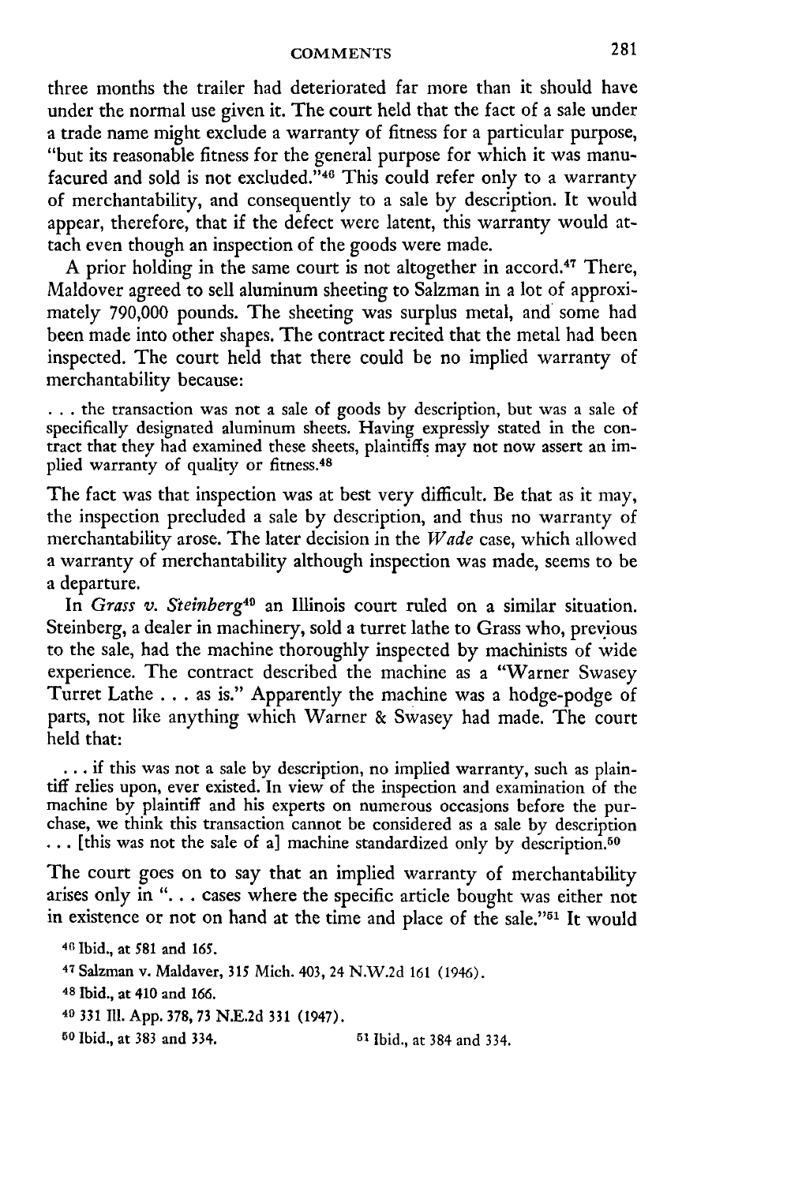three months the trailer had deteriorated far more than it should have under the normal use given it. The court held that the fact of a sale under a trade name might exclude a warranty of fitness for a particular purpose, "but its reasonable fitness for the general purpose for which it was manufacured and sold is not excluded."[46] This could refer only to a warranty of merchantability, and consequently to a sale by description. It would appear, therefore, that if the defect were latent, this warranty would attach even though an inspection of the goods were made.

A prior holding in the same court is not altogether in accord.[47] There, Maldover agreed to sell aluminum sheeting to Salzman in a lot of approximately 790,000 pounds. The sheeting was surplus metal, and some had been made into other shapes. The contract recited that the metal had been inspected. The court held that there could be no implied warranty of merchantability because:

> . . . the transaction was not a sale of goods by description, but was a sale of specifically designated aluminum sheets. Having expressly stated in the contract that they had examined these sheets, plaintiffs may not now assert an implied warranty of quality or fitness.[48]

The fact was that inspection was at best very difficult. Be that as it may, the inspection precluded a sale by description, and thus no warranty of merchantability arose. The later decision in the *Wade* case, which allowed a warranty of merchantability although inspection was made, seems to be a departure.

In *Grass v. Steinberg*[49] an Illinois court ruled on a similar situation. Steinberg, a dealer in machinery, sold a turret lathe to Grass who, previous to the sale, had the machine thoroughly inspected by machinists of wide experience. The contract described the machine as a "Warner Swasey Turret Lathe . . . as is." Apparently the machine was a hodge-podge of parts, not like anything which Warner & Swasey had made. The court held that:

> . . . if this was not a sale by description, no implied warranty, such as plaintiff relies upon, ever existed. In view of the inspection and examination of the machine by plaintiff and his experts on numerous occasions before the purchase, we think this transaction cannot be considered as a sale by description . . . [this was not the sale of a] machine standardized only by description.[50]

The court goes on to say that an implied warranty of merchantability arises only in ". . . cases where the specific article bought was either not in existence or not on hand at the time and place of the sale."[51] It would

[46] Ibid., at 581 and 165.

[47] Salzman v. Maldaver, 315 Mich. 403, 24 N.W.2d 161 (1946).

[48] Ibid., at 410 and 166.

[49] 331 Ill. App. 378, 73 N.E.2d 331 (1947).

[50] Ibid., at 383 and 334.

[51] Ibid., at 384 and 334.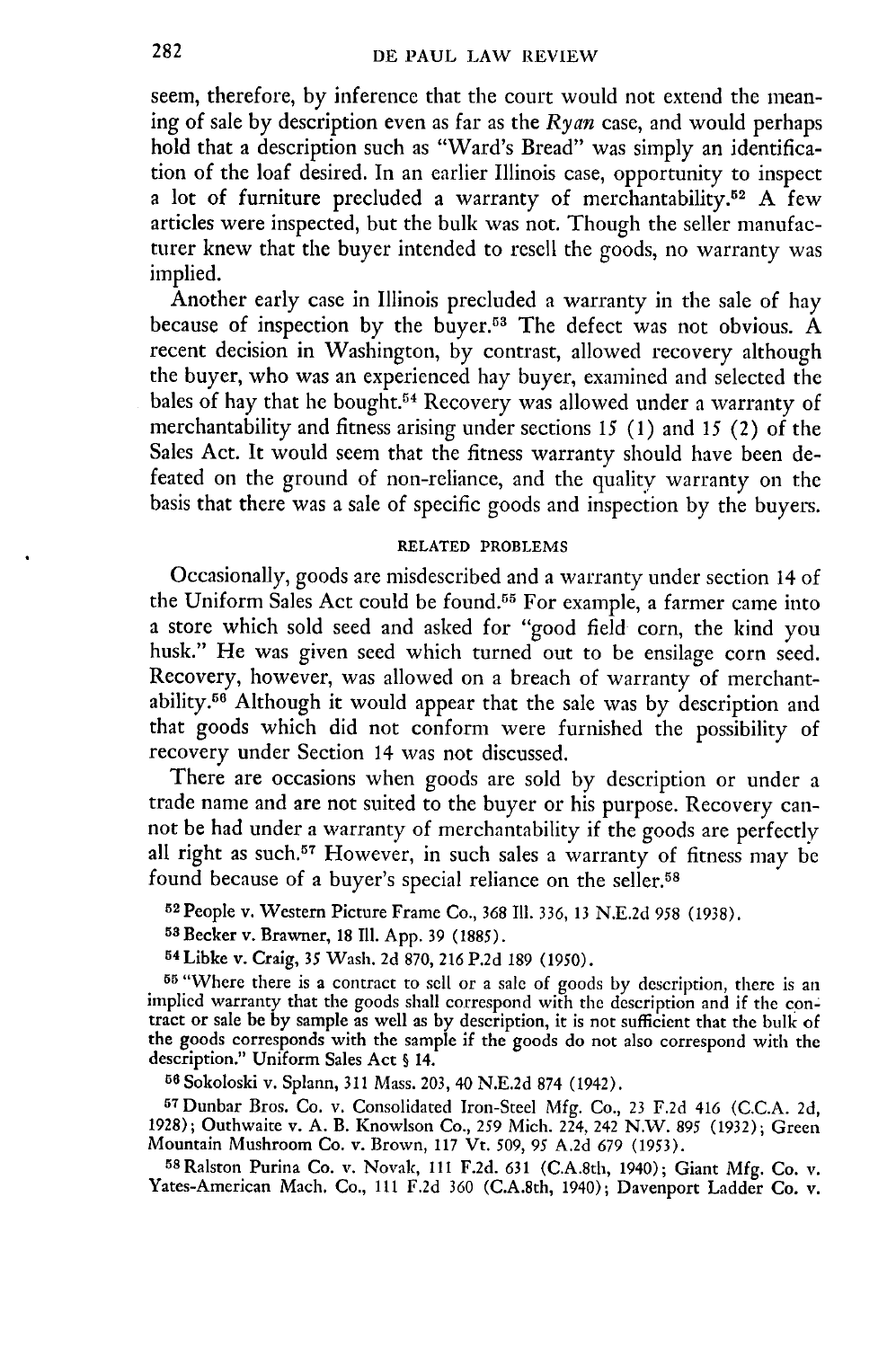seem, therefore, by inference that the court would not extend the meaning of sale by description even as far as the *Ryan* case, and would perhaps hold that a description such as "Ward's Bread" was simply an identification of the loaf desired. In an earlier Illinois case, opportunity to inspect a lot of furniture precluded a warranty of merchantability.[52] A few articles were inspected, but the bulk was not. Though the seller manufacturer knew that the buyer intended to resell the goods, no warranty was implied.

Another early case in Illinois precluded a warranty in the sale of hay because of inspection by the buyer.[53] The defect was not obvious. A recent decision in Washington, by contrast, allowed recovery although the buyer, who was an experienced hay buyer, examined and selected the bales of hay that he bought.[54] Recovery was allowed under a warranty of merchantability and fitness arising under sections 15 (1) and 15 (2) of the Sales Act. It would seem that the fitness warranty should have been defeated on the ground of non-reliance, and the quality warranty on the basis that there was a sale of specific goods and inspection by the buyers.

## RELATED PROBLEMS

Occasionally, goods are misdescribed and a warranty under section 14 of the Uniform Sales Act could be found.[55] For example, a farmer came into a store which sold seed and asked for "good field corn, the kind you husk." He was given seed which turned out to be ensilage corn seed. Recovery, however, was allowed on a breach of warranty of merchantability.[56] Although it would appear that the sale was by description and that goods which did not conform were furnished the possibility of recovery under Section 14 was not discussed.

There are occasions when goods are sold by description or under a trade name and are not suited to the buyer or his purpose. Recovery cannot be had under a warranty of merchantability if the goods are perfectly all right as such.[57] However, in such sales a warranty of fitness may be found because of a buyer's special reliance on the seller.[58]

[52] People v. Western Picture Frame Co., 368 Ill. 336, 13 N.E.2d 958 (1938).

[53] Becker v. Brawner, 18 Ill. App. 39 (1885).

[54] Libke v. Craig, 35 Wash. 2d 870, 216 P.2d 189 (1950).

[55] "Where there is a contract to sell or a sale of goods by description, there is an implied warranty that the goods shall correspond with the description and if the contract or sale be by sample as well as by description, it is not sufficient that the bulk of the goods corresponds with the sample if the goods do not also correspond with the description." Uniform Sales Act § 14.

[56] Sokoloski v. Splann, 311 Mass. 203, 40 N.E.2d 874 (1942).

[57] Dunbar Bros. Co. v. Consolidated Iron-Steel Mfg. Co., 23 F.2d 416 (C.C.A. 2d, 1928); Outhwaite v. A. B. Knowlson Co., 259 Mich. 224, 242 N.W. 895 (1932); Green Mountain Mushroom Co. v. Brown, 117 Vt. 509, 95 A.2d 679 (1953).

[58] Ralston Purina Co. v. Novak, 111 F.2d. 631 (C.A.8th, 1940); Giant Mfg. Co. v. Yates-American Mach. Co., 111 F.2d 360 (C.A.8th, 1940); Davenport Ladder Co. v.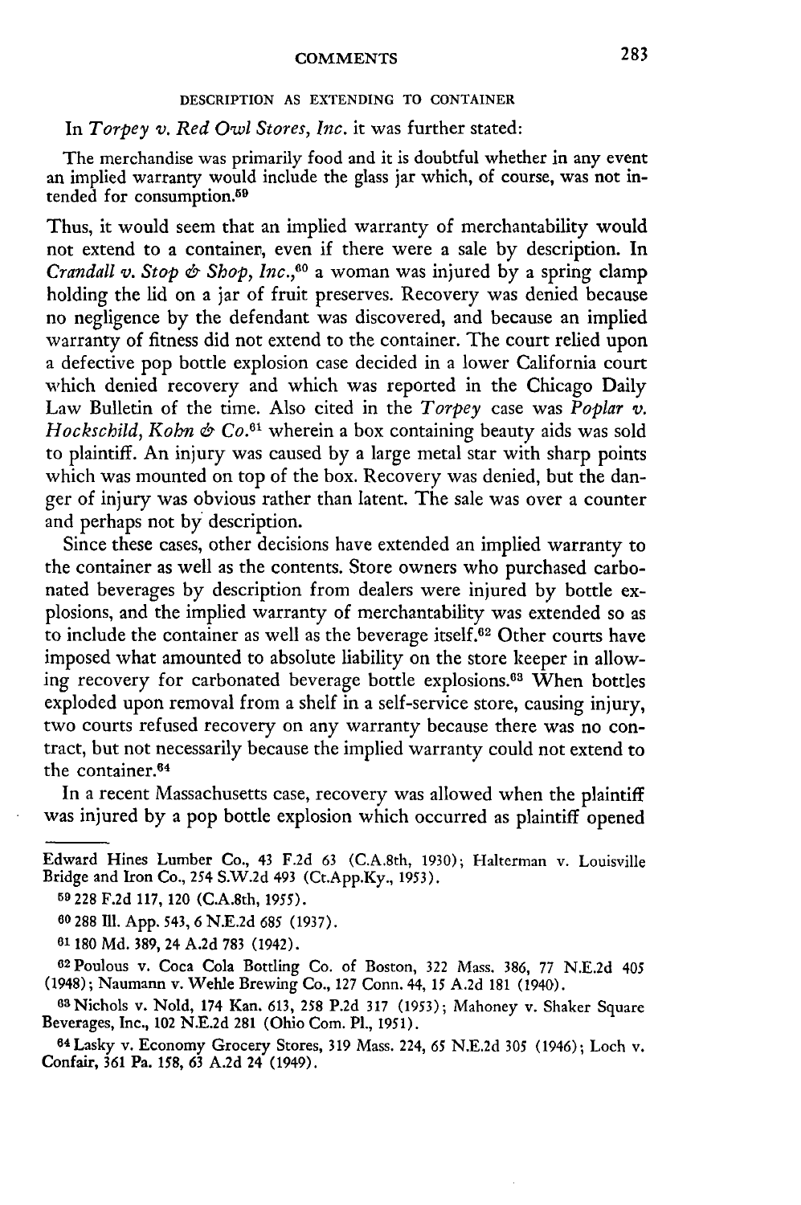## DESCRIPTION AS EXTENDING TO CONTAINER

In *Torpey v. Red Owl Stores, Inc.* it was further stated:

> The merchandise was primarily food and it is doubtful whether in any event an implied warranty would include the glass jar which, of course, was not intended for consumption.[59]

Thus, it would seem that an implied warranty of merchantability would not extend to a container, even if there were a sale by description. In *Crandall v. Stop & Shop, Inc.*,[60] a woman was injured by a spring clamp holding the lid on a jar of fruit preserves. Recovery was denied because no negligence by the defendant was discovered, and because an implied warranty of fitness did not extend to the container. The court relied upon a defective pop bottle explosion case decided in a lower California court which denied recovery and which was reported in the Chicago Daily Law Bulletin of the time. Also cited in the *Torpey* case was *Poplar v. Hockschild, Kohn & Co.*[61] wherein a box containing beauty aids was sold to plaintiff. An injury was caused by a large metal star with sharp points which was mounted on top of the box. Recovery was denied, but the danger of injury was obvious rather than latent. The sale was over a counter and perhaps not by description.

Since these cases, other decisions have extended an implied warranty to the container as well as the contents. Store owners who purchased carbonated beverages by description from dealers were injured by bottle explosions, and the implied warranty of merchantability was extended so as to include the container as well as the beverage itself.[62] Other courts have imposed what amounted to absolute liability on the store keeper in allowing recovery for carbonated beverage bottle explosions.[63] When bottles exploded upon removal from a shelf in a self-service store, causing injury, two courts refused recovery on any warranty because there was no contract, but not necessarily because the implied warranty could not extend to the container.[64]

In a recent Massachusetts case, recovery was allowed when the plaintiff was injured by a pop bottle explosion which occurred as plaintiff opened

---

Edward Hines Lumber Co., 43 F.2d 63 (C.A.8th, 1930); Halterman v. Louisville Bridge and Iron Co., 254 S.W.2d 493 (Ct.App.Ky., 1953).

[59] 228 F.2d 117, 120 (C.A.8th, 1955).

[60] 288 Ill. App. 543, 6 N.E.2d 685 (1937).

[61] 180 Md. 389, 24 A.2d 783 (1942).

[62] Poulous v. Coca Cola Bottling Co. of Boston, 322 Mass. 386, 77 N.E.2d 405 (1948); Naumann v. Wehle Brewing Co., 127 Conn. 44, 15 A.2d 181 (1940).

[63] Nichols v. Nold, 174 Kan. 613, 258 P.2d 317 (1953); Mahoney v. Shaker Square Beverages, Inc., 102 N.E.2d 281 (Ohio Com. Pl., 1951).

[64] Lasky v. Economy Grocery Stores, 319 Mass. 224, 65 N.E.2d 305 (1946); Loch v. Confair, 361 Pa. 158, 63 A.2d 24 (1949).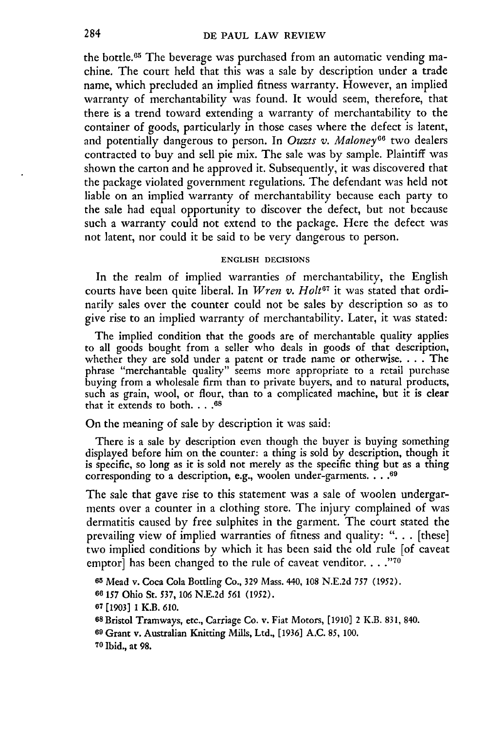the bottle.[65] The beverage was purchased from an automatic vending machine. The court held that this was a sale by description under a trade name, which precluded an implied fitness warranty. However, an implied warranty of merchantability was found. It would seem, therefore, that there is a trend toward extending a warranty of merchantability to the container of goods, particularly in those cases where the defect is latent, and potentially dangerous to person. In *Ouzts v. Maloney*[66] two dealers contracted to buy and sell pie mix. The sale was by sample. Plaintiff was shown the carton and he approved it. Subsequently, it was discovered that the package violated government regulations. The defendant was held not liable on an implied warranty of merchantability because each party to the sale had equal opportunity to discover the defect, but not because such a warranty could not extend to the package. Here the defect was not latent, nor could it be said to be very dangerous to person.

### ENGLISH DECISIONS

In the realm of implied warranties of merchantability, the English courts have been quite liberal. In *Wren v. Holt*[67] it was stated that ordinarily sales over the counter could not be sales by description so as to give rise to an implied warranty of merchantability. Later, it was stated:

> The implied condition that the goods are of merchantable quality applies to all goods bought from a seller who deals in goods of that description, whether they are sold under a patent or trade name or otherwise. . . . The phrase "merchantable quality" seems more appropriate to a retail purchase buying from a wholesale firm than to private buyers, and to natural products, such as grain, wool, or flour, than to a complicated machine, but it is clear that it extends to both. . . .[68]

On the meaning of sale by description it was said:

> There is a sale by description even though the buyer is buying something displayed before him on the counter: a thing is sold by description, though it is specific, so long as it is sold not merely as the specific thing but as a thing corresponding to a description, e.g., woolen under-garments. . . .[69]

The sale that gave rise to this statement was a sale of woolen undergarments over a counter in a clothing store. The injury complained of was dermatitis caused by free sulphites in the garment. The court stated the prevailing view of implied warranties of fitness and quality: ". . . [these] two implied conditions by which it has been said the old rule [of caveat emptor] has been changed to the rule of caveat venditor. . . ."[70]

---

[65] Mead v. Coca Cola Bottling Co., 329 Mass. 440, 108 N.E.2d 757 (1952).

[66] 157 Ohio St. 537, 106 N.E.2d 561 (1952).

[67] [1903] 1 K.B. 610.

[68] Bristol Tramways, etc., Carriage Co. v. Fiat Motors, [1910] 2 K.B. 831, 840.

[69] Grant v. Australian Knitting Mills, Ltd., [1936] A.C. 85, 100.

[70] Ibid., at 98.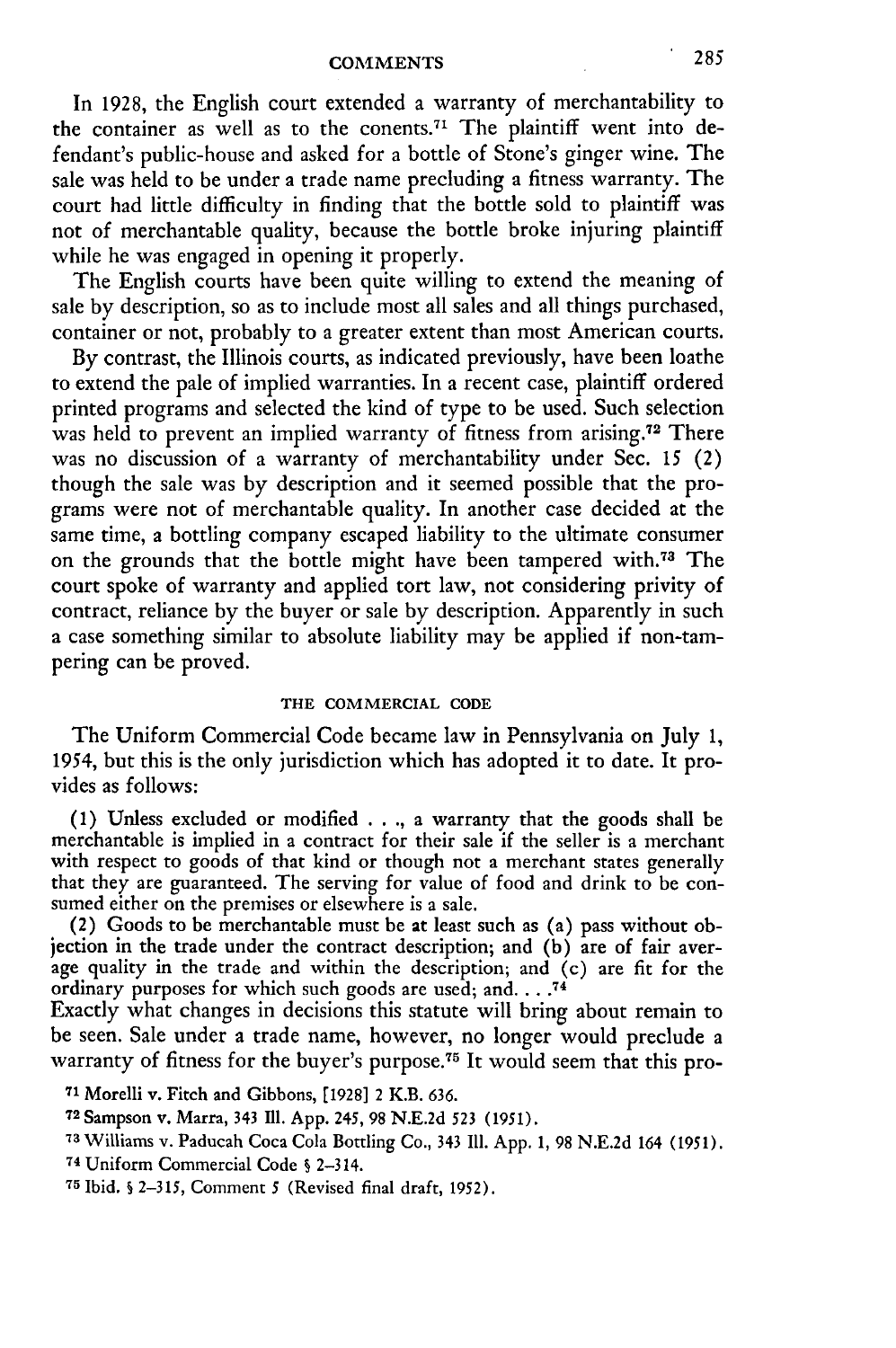In 1928, the English court extended a warranty of merchantability to the container as well as to the conents.[71] The plaintiff went into defendant's public-house and asked for a bottle of Stone's ginger wine. The sale was held to be under a trade name precluding a fitness warranty. The court had little difficulty in finding that the bottle sold to plaintiff was not of merchantable quality, because the bottle broke injuring plaintiff while he was engaged in opening it properly.

The English courts have been quite willing to extend the meaning of sale by description, so as to include most all sales and all things purchased, container or not, probably to a greater extent than most American courts.

By contrast, the Illinois courts, as indicated previously, have been loathe to extend the pale of implied warranties. In a recent case, plaintiff ordered printed programs and selected the kind of type to be used. Such selection was held to prevent an implied warranty of fitness from arising.[72] There was no discussion of a warranty of merchantability under Sec. 15 (2) though the sale was by description and it seemed possible that the programs were not of merchantable quality. In another case decided at the same time, a bottling company escaped liability to the ultimate consumer on the grounds that the bottle might have been tampered with.[73] The court spoke of warranty and applied tort law, not considering privity of contract, reliance by the buyer or sale by description. Apparently in such a case something similar to absolute liability may be applied if non-tampering can be proved.

### THE COMMERCIAL CODE

The Uniform Commercial Code became law in Pennsylvania on July 1, 1954, but this is the only jurisdiction which has adopted it to date. It provides as follows:

> (1) Unless excluded or modified . . ., a warranty that the goods shall be merchantable is implied in a contract for their sale if the seller is a merchant with respect to goods of that kind or though not a merchant states generally that they are guaranteed. The serving for value of food and drink to be consumed either on the premises or elsewhere is a sale.
>
> (2) Goods to be merchantable must be at least such as (a) pass without objection in the trade under the contract description; and (b) are of fair average quality in the trade and within the description; and (c) are fit for the ordinary purposes for which such goods are used; and. . . .[74]

Exactly what changes in decisions this statute will bring about remain to be seen. Sale under a trade name, however, no longer would preclude a warranty of fitness for the buyer's purpose.[75] It would seem that this pro-

---

[71] Morelli v. Fitch and Gibbons, [1928] 2 K.B. 636.

[72] Sampson v. Marra, 343 Ill. App. 245, 98 N.E.2d 523 (1951).

[73] Williams v. Paducah Coca Cola Bottling Co., 343 Ill. App. 1, 98 N.E.2d 164 (1951).

[74] Uniform Commercial Code § 2–314.

[75] Ibid. § 2–315, Comment 5 (Revised final draft, 1952).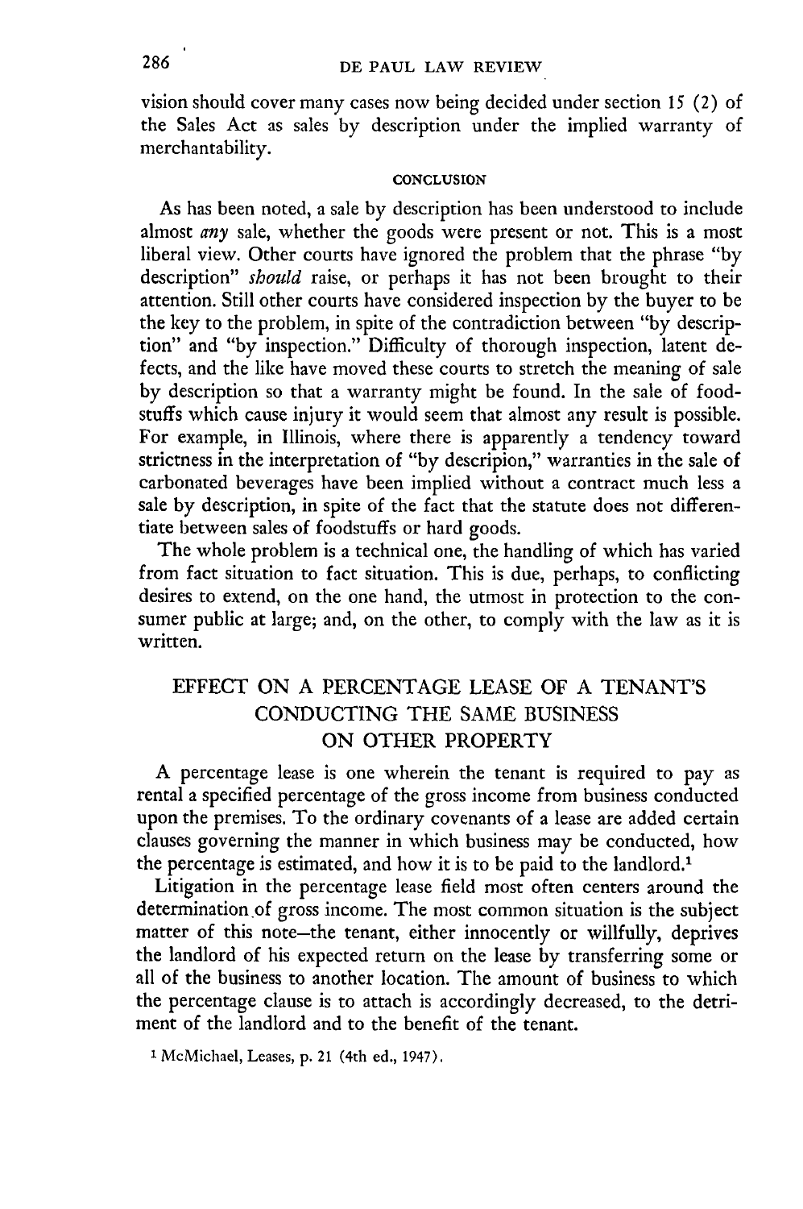vision should cover many cases now being decided under section 15 (2) of the Sales Act as sales by description under the implied warranty of merchantability.

### CONCLUSION

As has been noted, a sale by description has been understood to include almost *any* sale, whether the goods were present or not. This is a most liberal view. Other courts have ignored the problem that the phrase "by description" *should* raise, or perhaps it has not been brought to their attention. Still other courts have considered inspection by the buyer to be the key to the problem, in spite of the contradiction between "by description" and "by inspection." Difficulty of thorough inspection, latent defects, and the like have moved these courts to stretch the meaning of sale by description so that a warranty might be found. In the sale of foodstuffs which cause injury it would seem that almost any result is possible. For example, in Illinois, where there is apparently a tendency toward strictness in the interpretation of "by descripion," warranties in the sale of carbonated beverages have been implied without a contract much less a sale by description, in spite of the fact that the statute does not differentiate between sales of foodstuffs or hard goods.

The whole problem is a technical one, the handling of which has varied from fact situation to fact situation. This is due, perhaps, to conflicting desires to extend, on the one hand, the utmost in protection to the consumer public at large; and, on the other, to comply with the law as it is written.

## EFFECT ON A PERCENTAGE LEASE OF A TENANT'S CONDUCTING THE SAME BUSINESS ON OTHER PROPERTY

A percentage lease is one wherein the tenant is required to pay as rental a specified percentage of the gross income from business conducted upon the premises. To the ordinary covenants of a lease are added certain clauses governing the manner in which business may be conducted, how the percentage is estimated, and how it is to be paid to the landlord.[1]

Litigation in the percentage lease field most often centers around the determination of gross income. The most common situation is the subject matter of this note—the tenant, either innocently or willfully, deprives the landlord of his expected return on the lease by transferring some or all of the business to another location. The amount of business to which the percentage clause is to attach is accordingly decreased, to the detriment of the landlord and to the benefit of the tenant.

[1] McMichael, Leases, p. 21 (4th ed., 1947).